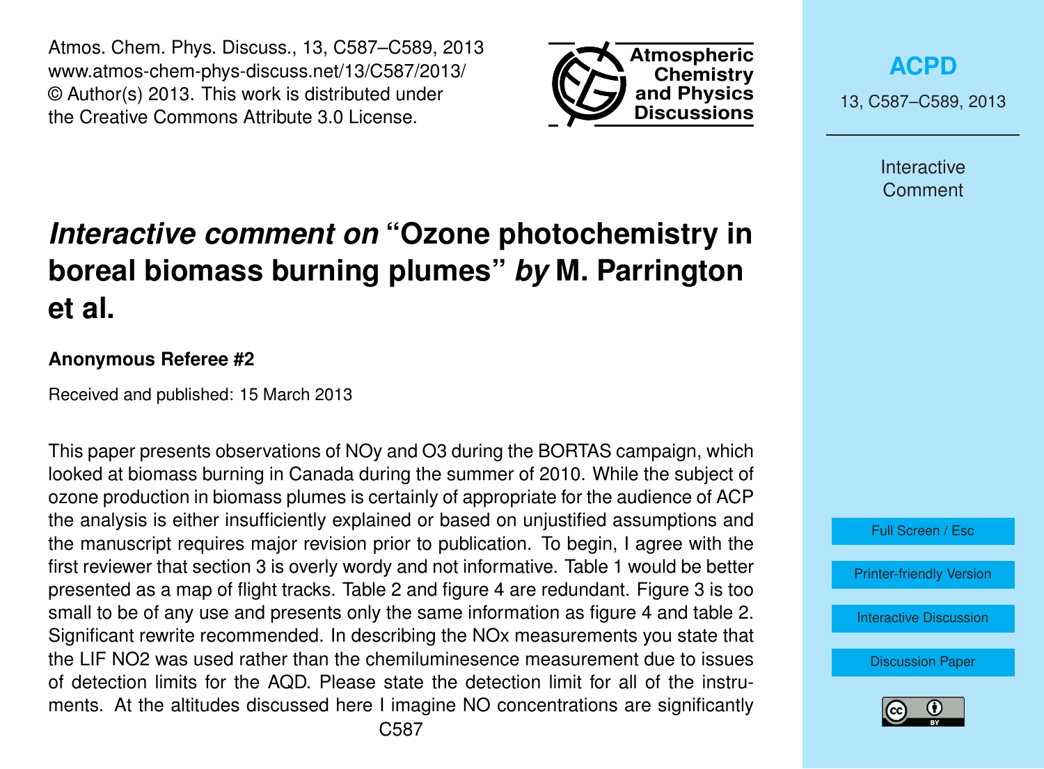# *Interactive comment on* "Ozone photochemistry in boreal biomass burning plumes" *by* M. Parrington et al.

**Anonymous Referee #2**

Received and published: 15 March 2013

This paper presents observations of NOy and O3 during the BORTAS campaign, which looked at biomass burning in Canada during the summer of 2010. While the subject of ozone production in biomass plumes is certainly of appropriate for the audience of ACP the analysis is either insufficiently explained or based on unjustified assumptions and the manuscript requires major revision prior to publication. To begin, I agree with the first reviewer that section 3 is overly wordy and not informative. Table 1 would be better presented as a map of flight tracks. Table 2 and figure 4 are redundant. Figure 3 is too small to be of any use and presents only the same information as figure 4 and table 2. Significant rewrite recommended. In describing the NOx measurements you state that the LIF NO2 was used rather than the chemiluminesence measurement due to issues of detection limits for the AQD. Please state the detection limit for all of the instruments. At the altitudes discussed here I imagine NO concentrations are significantly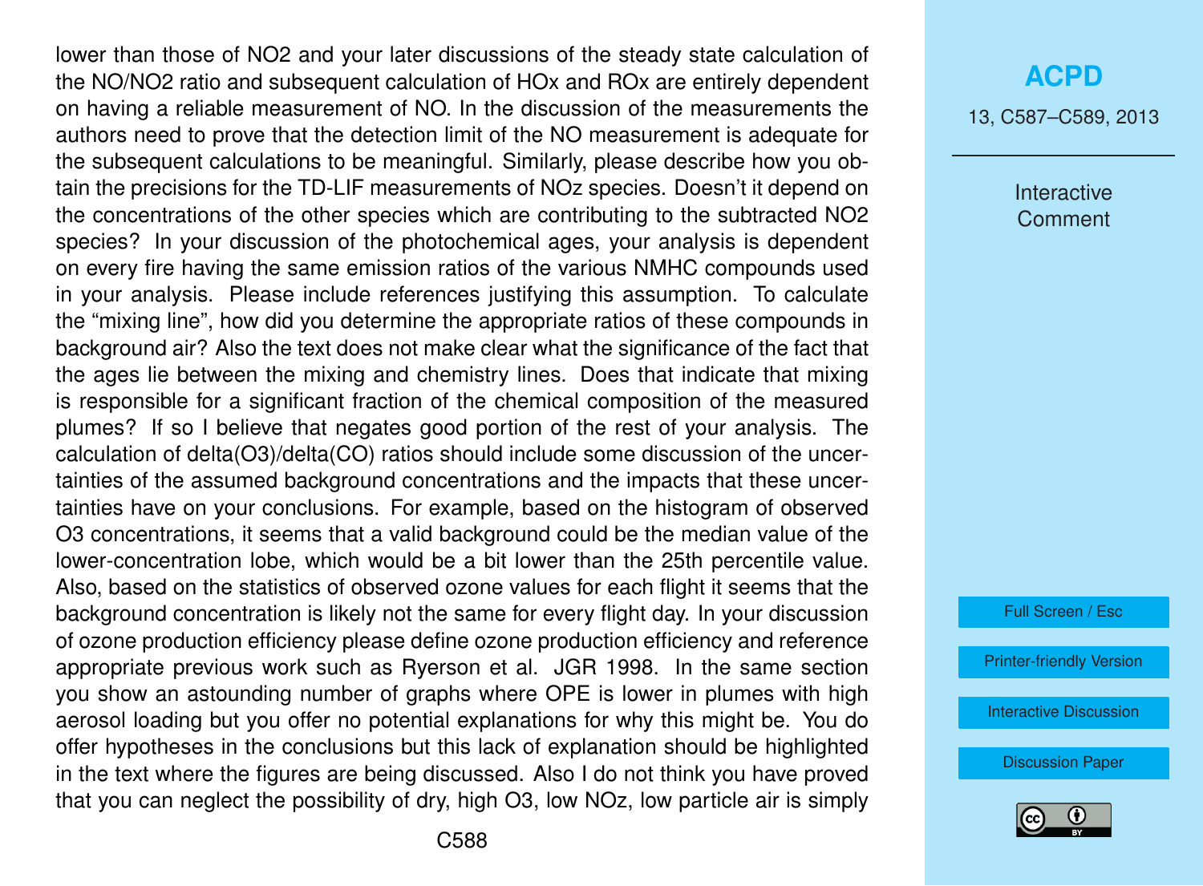lower than those of $NO_2$ and your later discussions of the steady state calculation of the $NO/NO_2$ ratio and subsequent calculation of $HO_x$ and $RO_x$ are entirely dependent on having a reliable measurement of NO. In the discussion of the measurements the authors need to prove that the detection limit of the NO measurement is adequate for the subsequent calculations to be meaningful. Similarly, please describe how you obtain the precisions for the TD-LIF measurements of $NO_z$ species. Doesn't it depend on the concentrations of the other species which are contributing to the subtracted $NO_2$ species? In your discussion of the photochemical ages, your analysis is dependent on every fire having the same emission ratios of the various NMHC compounds used in your analysis. Please include references justifying this assumption. To calculate the "mixing line", how did you determine the appropriate ratios of these compounds in background air? Also the text does not make clear what the significance of the fact that the ages lie between the mixing and chemistry lines. Does that indicate that mixing is responsible for a significant fraction of the chemical composition of the measured plumes? If so I believe that negates good portion of the rest of your analysis. The calculation of delta($O_3$)/delta(CO) ratios should include some discussion of the uncertainties of the assumed background concentrations and the impacts that these uncertainties have on your conclusions. For example, based on the histogram of observed $O_3$ concentrations, it seems that a valid background could be the median value of the lower-concentration lobe, which would be a bit lower than the 25th percentile value. Also, based on the statistics of observed ozone values for each flight it seems that the background concentration is likely not the same for every flight day. In your discussion of ozone production efficiency please define ozone production efficiency and reference appropriate previous work such as Ryerson et al. JGR 1998. In the same section you show an astounding number of graphs where OPE is lower in plumes with high aerosol loading but you offer no potential explanations for why this might be. You do offer hypotheses in the conclusions but this lack of explanation should be highlighted in the text where the figures are being discussed. Also I do not think you have proved that you can neglect the possibility of dry, high $O_3$, low $NO_z$, low particle air is simply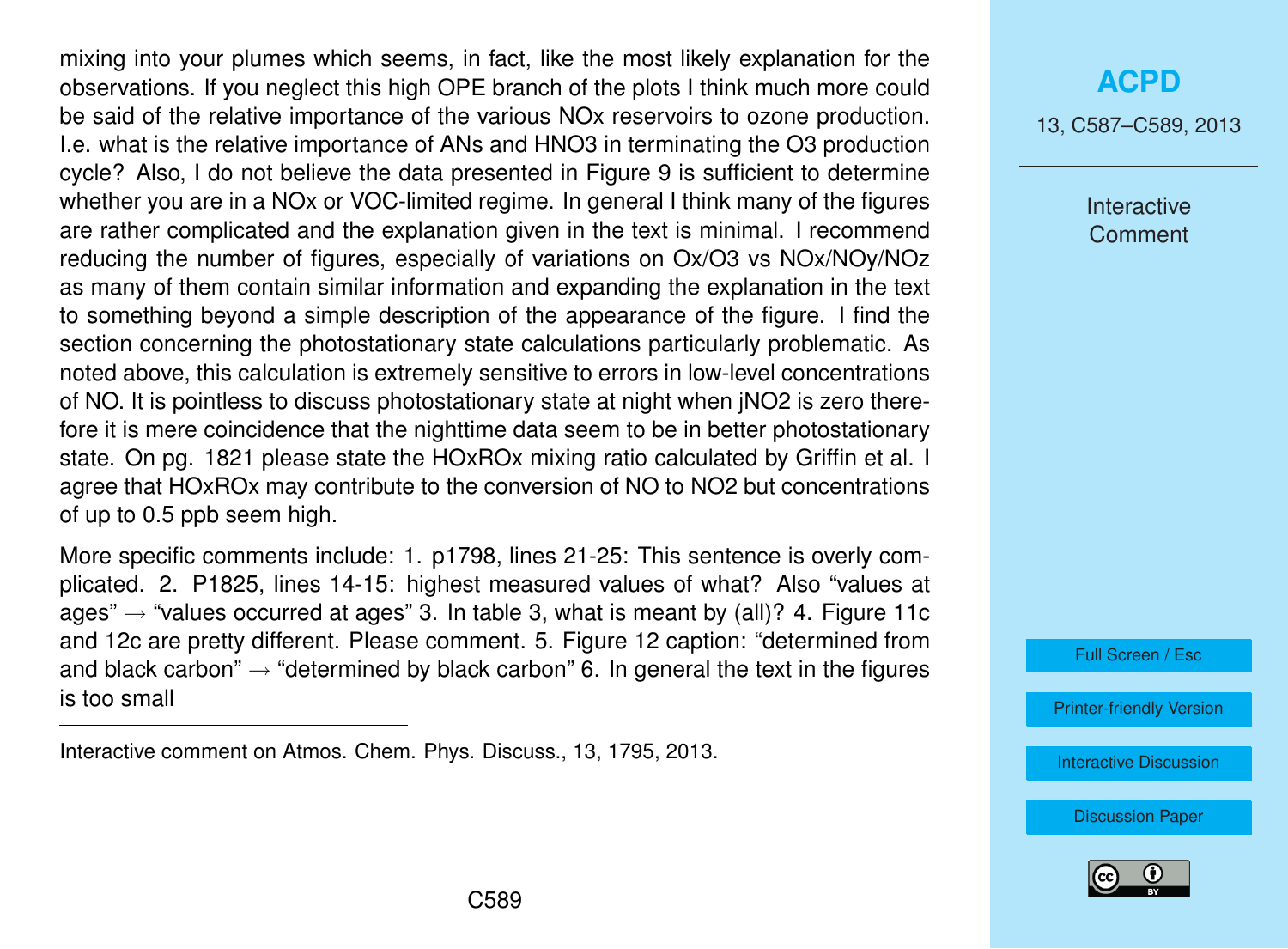mixing into your plumes which seems, in fact, like the most likely explanation for the observations. If you neglect this high OPE branch of the plots I think much more could be said of the relative importance of the various NOx reservoirs to ozone production. I.e. what is the relative importance of ANs and $HNO_3$ in terminating the $O_3$ production cycle? Also, I do not believe the data presented in Figure 9 is sufficient to determine whether you are in a NOx or VOC-limited regime. In general I think many of the figures are rather complicated and the explanation given in the text is minimal. I recommend reducing the number of figures, especially of variations on $Ox/O_3$ vs NOx/NOy/NOz as many of them contain similar information and expanding the explanation in the text to something beyond a simple description of the appearance of the figure. I find the section concerning the photostationary state calculations particularly problematic. As noted above, this calculation is extremely sensitive to errors in low-level concentrations of NO. It is pointless to discuss photostationary state at night when $jNO_2$ is zero therefore it is mere coincidence that the nighttime data seem to be in better photostationary state. On pg. 1821 please state the HOxROx mixing ratio calculated by Griffin et al. I agree that HOxROx may contribute to the conversion of NO to $NO_2$ but concentrations of up to 0.5 ppb seem high.

More specific comments include: 1. p1798, lines 21-25: This sentence is overly complicated. 2. P1825, lines 14-15: highest measured values of what? Also "values at ages" → "values occurred at ages" 3. In table 3, what is meant by (all)? 4. Figure 11c and 12c are pretty different. Please comment. 5. Figure 12 caption: "determined from and black carbon" → "determined by black carbon" 6. In general the text in the figures is too small

---

Interactive comment on Atmos. Chem. Phys. Discuss., 13, 1795, 2013.